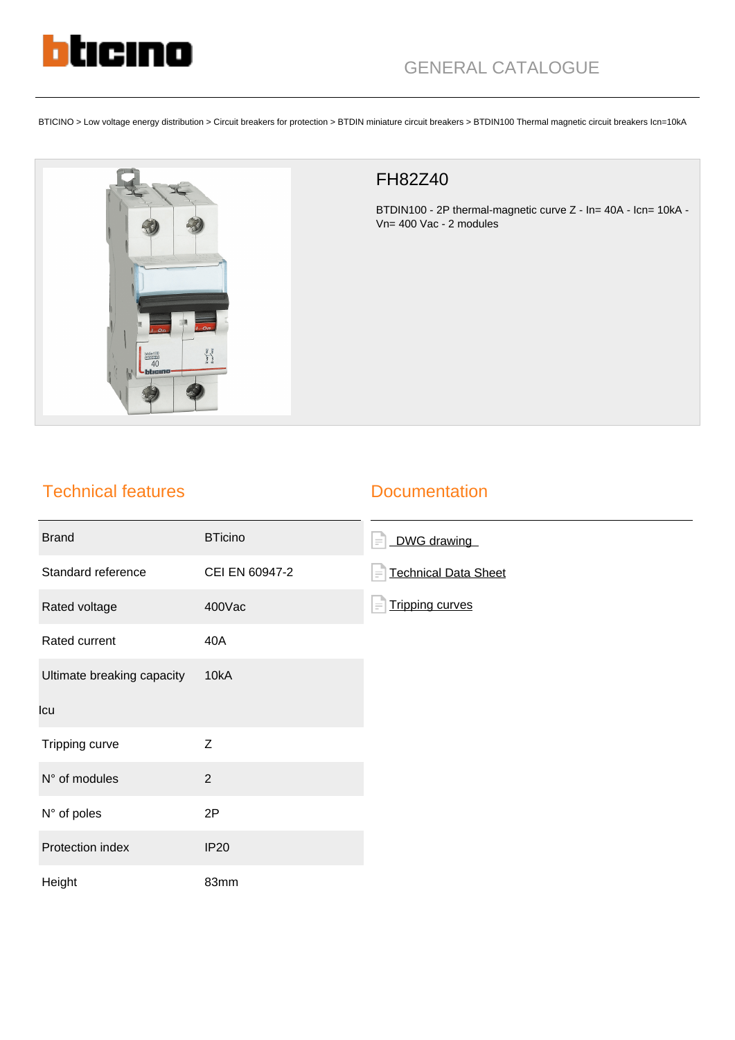GENERAL CATALOGUE

BTICINO > Low voltage energy distribution > Circuit breakers for protection > BTDIN miniature circuit breakers > BTDIN100 Thermal magnetic circuit breakers Icn=10kA

# FH82Z40

BTDIN100 - 2P thermal-magnetic curve Z - In= 40A - Icn= 10kA - Vn= 400 Vac - 2 modules

## Technical features

| | |
|---|---|
| Brand | BTicino |
| Standard reference | CEI EN 60947-2 |
| Rated voltage | 400Vac |
| Rated current | 40A |
| Ultimate breaking capacity Icu | 10kA |
| Tripping curve | Z |
| N° of modules | 2 |
| N° of poles | 2P |
| Protection index | IP20 |
| Height | 83mm |

## Documentation

- DWG drawing
- Technical Data Sheet
- Tripping curves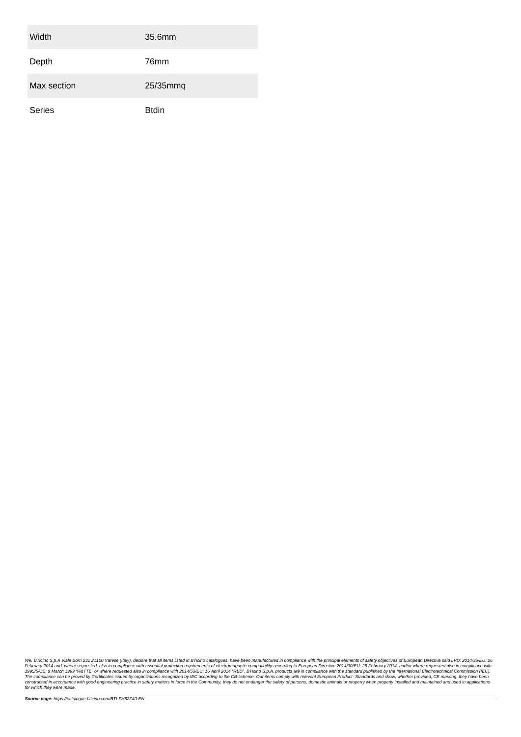| | |
|---|---|
| Width | 35.6mm |
| Depth | 76mm |
| Max section | 25/35mmq |
| Series | Btdin |

*We, BTicino S.p.A Viale Borri 231 21100 Varese (Italy), declare that all items listed in BTicino catalogues, have been manufactured in compliance with the principal elements of safety objectives of European Directive said LVD: 2014/35/EU: 26 February 2014 and, where requested, also in compliance with essential protection requirements of electromagnetic compatibility according to European Directive 2014/30/EU: 26 February 2014, and/or where requested also in compliance with 1995/5/CE: 9 March 1999 "R&TTE" or where requested also in compliance with 2014/53/EU: 16 April 2014 "RED". BTicino S.p.A. products are in compliance with the standard published by the International Electrotechnical Commission (IEC). The compliance can be proved by Certificates issued by organizations recognized by IEC according to the CB-scheme. Our items comply with relevant European Product- Standards and show, whether provided, CE marking, they have been constructed in accordance with good engineering practice in safety matters in force in the Community, they do not endanger the safety of persons, domestic animals or property when properly installed and maintained and used in applications for which they were made.*

***Source page:*** *https://catalogue.bticino.com/BTI-FH82Z40-EN*